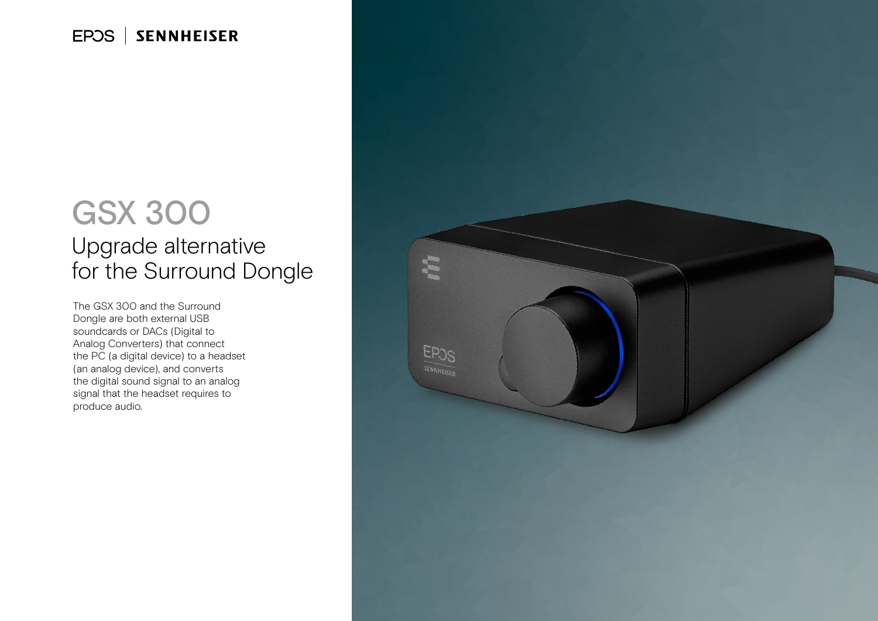EPOS | SENNHEISER

# GSX 300

## Upgrade alternative for the Surround Dongle

The GSX 300 and the Surround Dongle are both external USB soundcards or DACs (Digital to Analog Converters) that connect the PC (a digital device) to a headset (an analog device), and converts the digital sound signal to an analog signal that the headset requires to produce audio.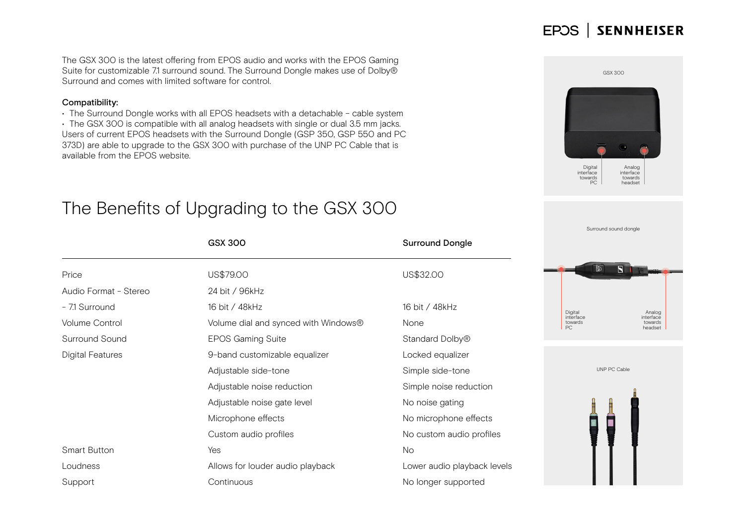The GSX 300 is the latest offering from EPOS audio and works with the EPOS Gaming Suite for customizable 7.1 surround sound. The Surround Dongle makes use of Dolby® Surround and comes with limited software for control.

**Compatibility:**

- The Surround Dongle works with all EPOS headsets with a detachable - cable system
- The GSX 300 is compatible with all analog headsets with single or dual 3.5 mm jacks.

Users of current EPOS headsets with the Surround Dongle (GSP 350, GSP 550 and PC 373D) are able to upgrade to the GSX 300 with purchase of the UNP PC Cable that is available from the EPOS website.

# The Benefits of Upgrading to the GSX 300

| | GSX 300 | Surround Dongle |
|---|---|---|
| Price | US$79.00 | US$32.00 |
| Audio Format - Stereo | 24 bit / 96kHz | |
| - 7.1 Surround | 16 bit / 48kHz | 16 bit / 48kHz |
| Volume Control | Volume dial and synced with Windows® | None |
| Surround Sound | EPOS Gaming Suite | Standard Dolby® |
| Digital Features | 9-band customizable equalizer | Locked equalizer |
| | Adjustable side-tone | Simple side-tone |
| | Adjustable noise reduction | Simple noise reduction |
| | Adjustable noise gate level | No noise gating |
| | Microphone effects | No microphone effects |
| | Custom audio profiles | No custom audio profiles |
| Smart Button | Yes | No |
| Loudness | Allows for louder audio playback | Lower audio playback levels |
| Support | Continuous | No longer supported |

GSX 300

Digital interface towards PC

Analog interface towards headset

Surround sound dongle

Digital interface towards PC

Analog interface towards headset

UNP PC Cable